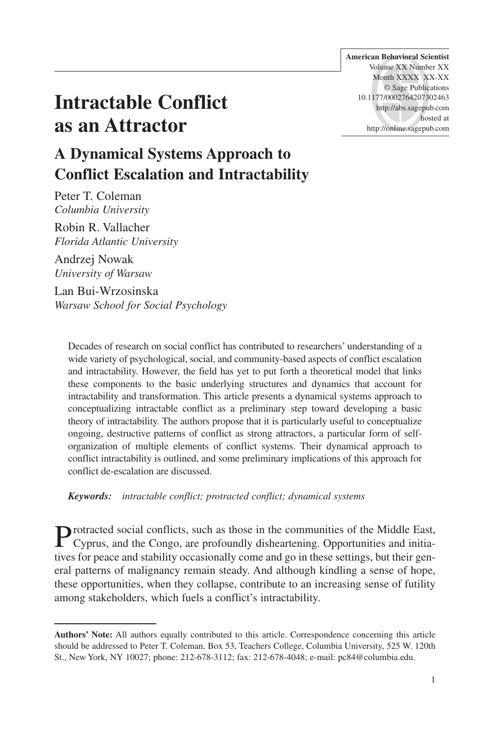# Intractable Conflict as an Attractor

## A Dynamical Systems Approach to Conflict Escalation and Intractability

Peter T. Coleman
*Columbia University*

Robin R. Vallacher
*Florida Atlantic University*

Andrzej Nowak
*University of Warsaw*

Lan Bui-Wrzosinska
*Warsaw School for Social Psychology*

Decades of research on social conflict has contributed to researchers' understanding of a wide variety of psychological, social, and community-based aspects of conflict escalation and intractability. However, the field has yet to put forth a theoretical model that links these components to the basic underlying structures and dynamics that account for intractability and transformation. This article presents a dynamical systems approach to conceptualizing intractable conflict as a preliminary step toward developing a basic theory of intractability. The authors propose that it is particularly useful to conceptualize ongoing, destructive patterns of conflict as strong attractors, a particular form of self-organization of multiple elements of conflict systems. Their dynamical approach to conflict intractability is outlined, and some preliminary implications of this approach for conflict de-escalation are discussed.

***Keywords:*** *intractable conflict; protracted conflict; dynamical systems*

Protracted social conflicts, such as those in the communities of the Middle East, Cyprus, and the Congo, are profoundly disheartening. Opportunities and initiatives for peace and stability occasionally come and go in these settings, but their general patterns of malignancy remain steady. And although kindling a sense of hope, these opportunities, when they collapse, contribute to an increasing sense of futility among stakeholders, which fuels a conflict's intractability.

**Authors' Note:** All authors equally contributed to this article. Correspondence concerning this article should be addressed to Peter T. Coleman, Box 53, Teachers College, Columbia University, 525 W. 120th St., New York, NY 10027; phone: 212-678-3112; fax: 212-678-4048; e-mail: pc84@columbia.edu.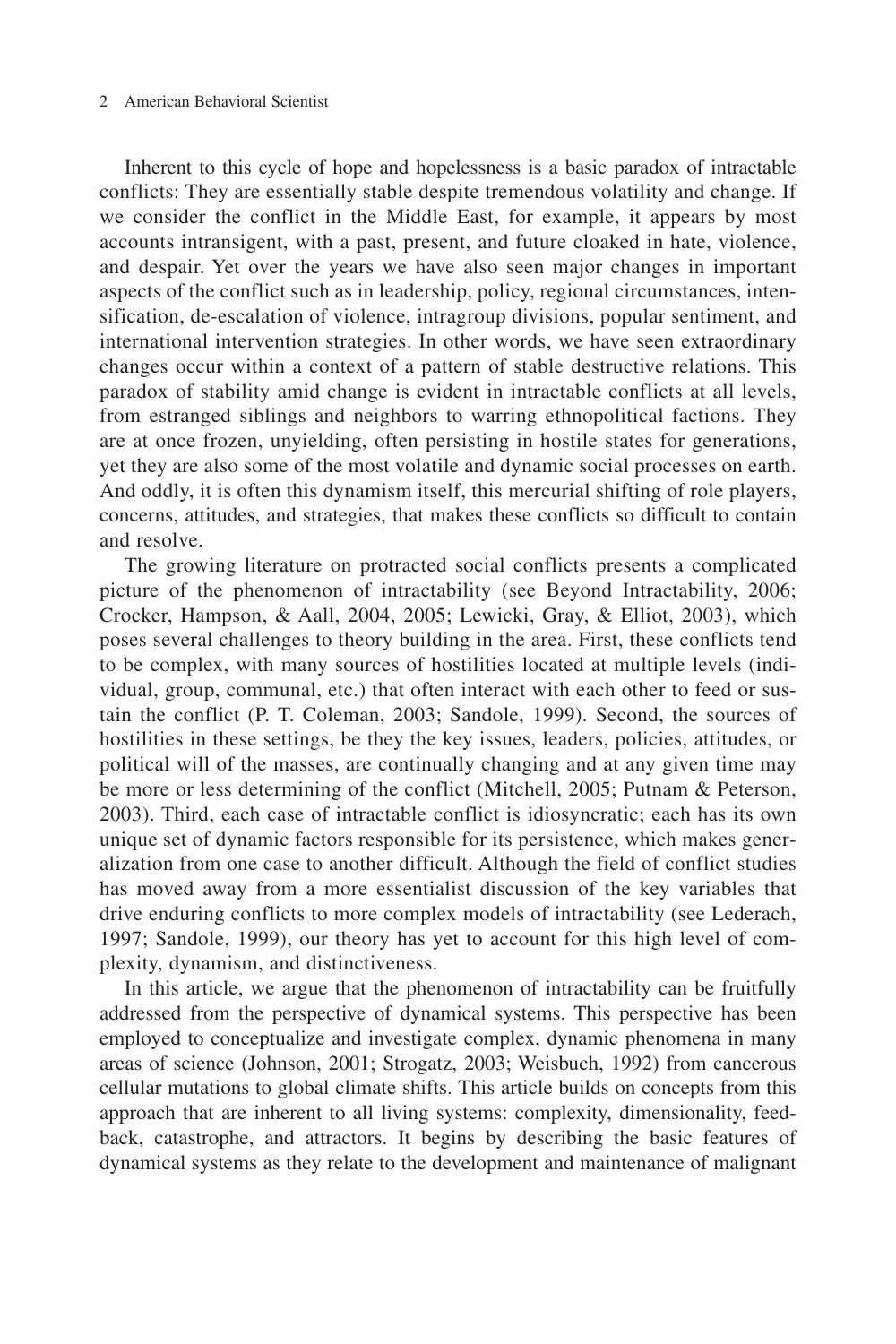Inherent to this cycle of hope and hopelessness is a basic paradox of intractable conflicts: They are essentially stable despite tremendous volatility and change. If we consider the conflict in the Middle East, for example, it appears by most accounts intransigent, with a past, present, and future cloaked in hate, violence, and despair. Yet over the years we have also seen major changes in important aspects of the conflict such as in leadership, policy, regional circumstances, intensification, de-escalation of violence, intragroup divisions, popular sentiment, and international intervention strategies. In other words, we have seen extraordinary changes occur within a context of a pattern of stable destructive relations. This paradox of stability amid change is evident in intractable conflicts at all levels, from estranged siblings and neighbors to warring ethnopolitical factions. They are at once frozen, unyielding, often persisting in hostile states for generations, yet they are also some of the most volatile and dynamic social processes on earth. And oddly, it is often this dynamism itself, this mercurial shifting of role players, concerns, attitudes, and strategies, that makes these conflicts so difficult to contain and resolve.

The growing literature on protracted social conflicts presents a complicated picture of the phenomenon of intractability (see Beyond Intractability, 2006; Crocker, Hampson, & Aall, 2004, 2005; Lewicki, Gray, & Elliot, 2003), which poses several challenges to theory building in the area. First, these conflicts tend to be complex, with many sources of hostilities located at multiple levels (individual, group, communal, etc.) that often interact with each other to feed or sustain the conflict (P. T. Coleman, 2003; Sandole, 1999). Second, the sources of hostilities in these settings, be they the key issues, leaders, policies, attitudes, or political will of the masses, are continually changing and at any given time may be more or less determining of the conflict (Mitchell, 2005; Putnam & Peterson, 2003). Third, each case of intractable conflict is idiosyncratic; each has its own unique set of dynamic factors responsible for its persistence, which makes generalization from one case to another difficult. Although the field of conflict studies has moved away from a more essentialist discussion of the key variables that drive enduring conflicts to more complex models of intractability (see Lederach, 1997; Sandole, 1999), our theory has yet to account for this high level of complexity, dynamism, and distinctiveness.

In this article, we argue that the phenomenon of intractability can be fruitfully addressed from the perspective of dynamical systems. This perspective has been employed to conceptualize and investigate complex, dynamic phenomena in many areas of science (Johnson, 2001; Strogatz, 2003; Weisbuch, 1992) from cancerous cellular mutations to global climate shifts. This article builds on concepts from this approach that are inherent to all living systems: complexity, dimensionality, feedback, catastrophe, and attractors. It begins by describing the basic features of dynamical systems as they relate to the development and maintenance of malignant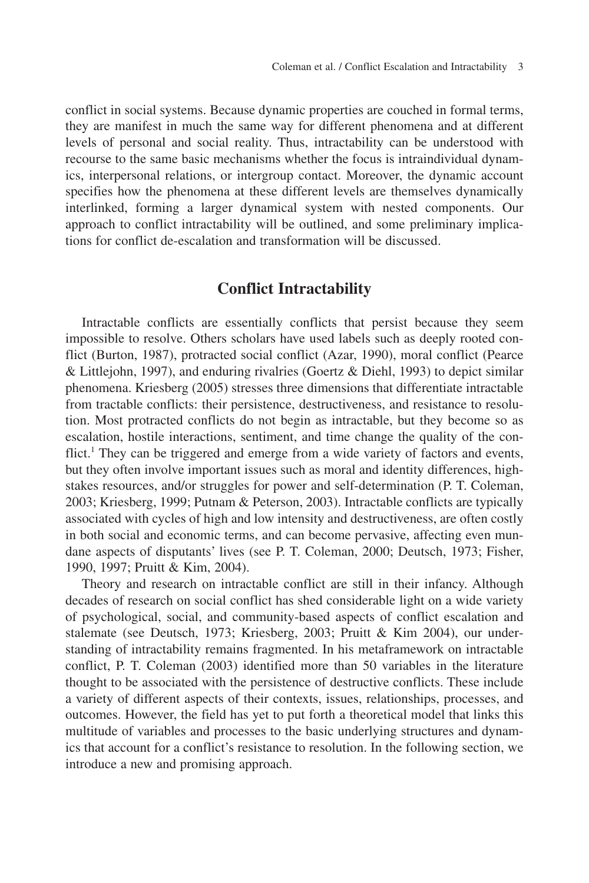conflict in social systems. Because dynamic properties are couched in formal terms, they are manifest in much the same way for different phenomena and at different levels of personal and social reality. Thus, intractability can be understood with recourse to the same basic mechanisms whether the focus is intraindividual dynamics, interpersonal relations, or intergroup contact. Moreover, the dynamic account specifies how the phenomena at these different levels are themselves dynamically interlinked, forming a larger dynamical system with nested components. Our approach to conflict intractability will be outlined, and some preliminary implications for conflict de-escalation and transformation will be discussed.

## Conflict Intractability

Intractable conflicts are essentially conflicts that persist because they seem impossible to resolve. Others scholars have used labels such as deeply rooted conflict (Burton, 1987), protracted social conflict (Azar, 1990), moral conflict (Pearce & Littlejohn, 1997), and enduring rivalries (Goertz & Diehl, 1993) to depict similar phenomena. Kriesberg (2005) stresses three dimensions that differentiate intractable from tractable conflicts: their persistence, destructiveness, and resistance to resolution. Most protracted conflicts do not begin as intractable, but they become so as escalation, hostile interactions, sentiment, and time change the quality of the conflict.[1] They can be triggered and emerge from a wide variety of factors and events, but they often involve important issues such as moral and identity differences, high-stakes resources, and/or struggles for power and self-determination (P. T. Coleman, 2003; Kriesberg, 1999; Putnam & Peterson, 2003). Intractable conflicts are typically associated with cycles of high and low intensity and destructiveness, are often costly in both social and economic terms, and can become pervasive, affecting even mundane aspects of disputants' lives (see P. T. Coleman, 2000; Deutsch, 1973; Fisher, 1990, 1997; Pruitt & Kim, 2004).

Theory and research on intractable conflict are still in their infancy. Although decades of research on social conflict has shed considerable light on a wide variety of psychological, social, and community-based aspects of conflict escalation and stalemate (see Deutsch, 1973; Kriesberg, 2003; Pruitt & Kim 2004), our understanding of intractability remains fragmented. In his metaframework on intractable conflict, P. T. Coleman (2003) identified more than 50 variables in the literature thought to be associated with the persistence of destructive conflicts. These include a variety of different aspects of their contexts, issues, relationships, processes, and outcomes. However, the field has yet to put forth a theoretical model that links this multitude of variables and processes to the basic underlying structures and dynamics that account for a conflict's resistance to resolution. In the following section, we introduce a new and promising approach.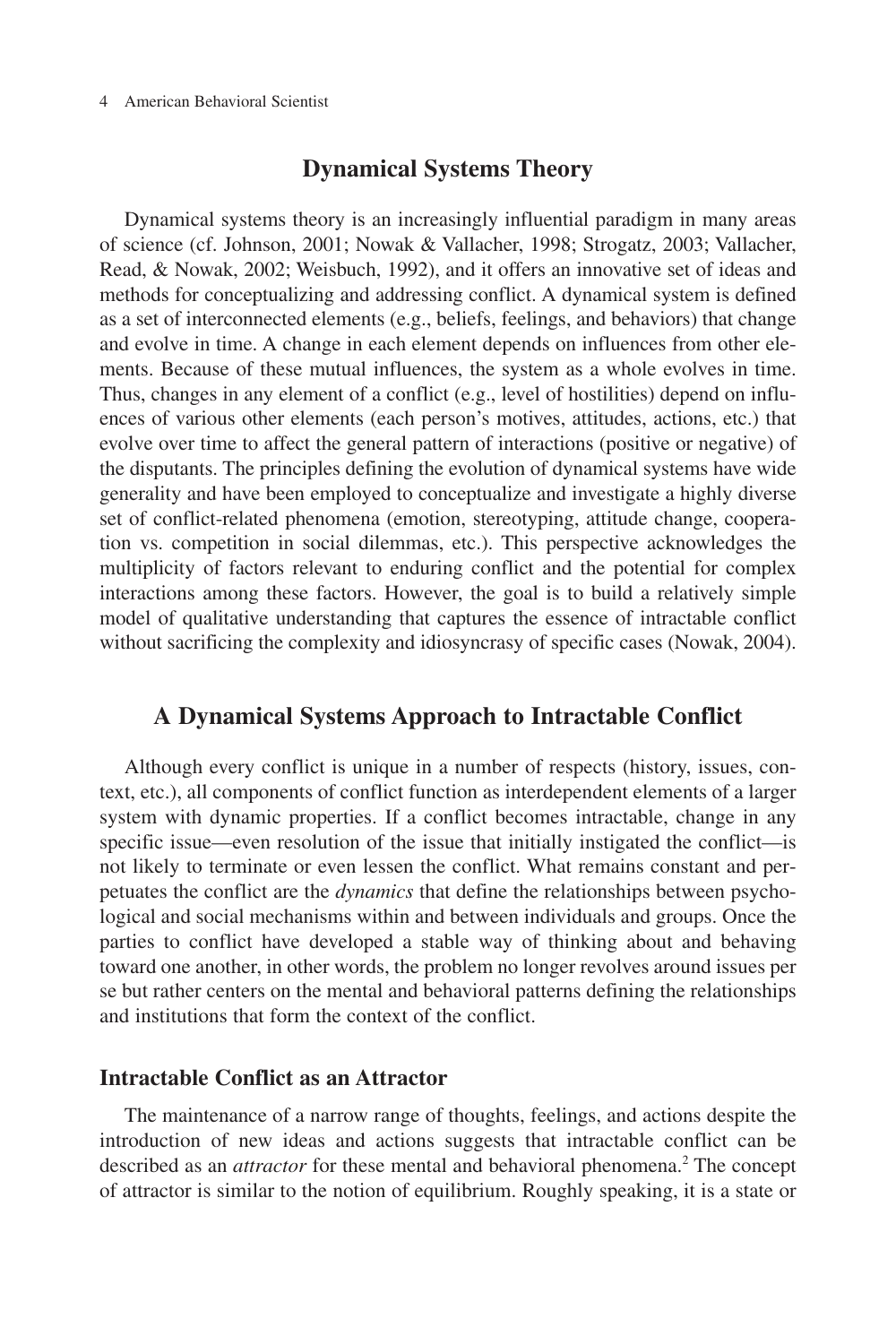## Dynamical Systems Theory

Dynamical systems theory is an increasingly influential paradigm in many areas of science (cf. Johnson, 2001; Nowak & Vallacher, 1998; Strogatz, 2003; Vallacher, Read, & Nowak, 2002; Weisbuch, 1992), and it offers an innovative set of ideas and methods for conceptualizing and addressing conflict. A dynamical system is defined as a set of interconnected elements (e.g., beliefs, feelings, and behaviors) that change and evolve in time. A change in each element depends on influences from other elements. Because of these mutual influences, the system as a whole evolves in time. Thus, changes in any element of a conflict (e.g., level of hostilities) depend on influences of various other elements (each person's motives, attitudes, actions, etc.) that evolve over time to affect the general pattern of interactions (positive or negative) of the disputants. The principles defining the evolution of dynamical systems have wide generality and have been employed to conceptualize and investigate a highly diverse set of conflict-related phenomena (emotion, stereotyping, attitude change, cooperation vs. competition in social dilemmas, etc.). This perspective acknowledges the multiplicity of factors relevant to enduring conflict and the potential for complex interactions among these factors. However, the goal is to build a relatively simple model of qualitative understanding that captures the essence of intractable conflict without sacrificing the complexity and idiosyncrasy of specific cases (Nowak, 2004).

## A Dynamical Systems Approach to Intractable Conflict

Although every conflict is unique in a number of respects (history, issues, context, etc.), all components of conflict function as interdependent elements of a larger system with dynamic properties. If a conflict becomes intractable, change in any specific issue—even resolution of the issue that initially instigated the conflict—is not likely to terminate or even lessen the conflict. What remains constant and perpetuates the conflict are the *dynamics* that define the relationships between psychological and social mechanisms within and between individuals and groups. Once the parties to conflict have developed a stable way of thinking about and behaving toward one another, in other words, the problem no longer revolves around issues per se but rather centers on the mental and behavioral patterns defining the relationships and institutions that form the context of the conflict.

### Intractable Conflict as an Attractor

The maintenance of a narrow range of thoughts, feelings, and actions despite the introduction of new ideas and actions suggests that intractable conflict can be described as an *attractor* for these mental and behavioral phenomena.[2] The concept of attractor is similar to the notion of equilibrium. Roughly speaking, it is a state or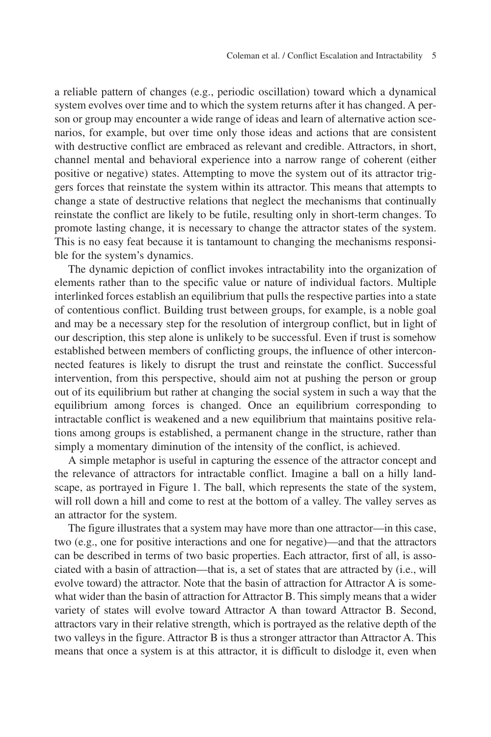a reliable pattern of changes (e.g., periodic oscillation) toward which a dynamical system evolves over time and to which the system returns after it has changed. A person or group may encounter a wide range of ideas and learn of alternative action scenarios, for example, but over time only those ideas and actions that are consistent with destructive conflict are embraced as relevant and credible. Attractors, in short, channel mental and behavioral experience into a narrow range of coherent (either positive or negative) states. Attempting to move the system out of its attractor triggers forces that reinstate the system within its attractor. This means that attempts to change a state of destructive relations that neglect the mechanisms that continually reinstate the conflict are likely to be futile, resulting only in short-term changes. To promote lasting change, it is necessary to change the attractor states of the system. This is no easy feat because it is tantamount to changing the mechanisms responsible for the system's dynamics.

The dynamic depiction of conflict invokes intractability into the organization of elements rather than to the specific value or nature of individual factors. Multiple interlinked forces establish an equilibrium that pulls the respective parties into a state of contentious conflict. Building trust between groups, for example, is a noble goal and may be a necessary step for the resolution of intergroup conflict, but in light of our description, this step alone is unlikely to be successful. Even if trust is somehow established between members of conflicting groups, the influence of other interconnected features is likely to disrupt the trust and reinstate the conflict. Successful intervention, from this perspective, should aim not at pushing the person or group out of its equilibrium but rather at changing the social system in such a way that the equilibrium among forces is changed. Once an equilibrium corresponding to intractable conflict is weakened and a new equilibrium that maintains positive relations among groups is established, a permanent change in the structure, rather than simply a momentary diminution of the intensity of the conflict, is achieved.

A simple metaphor is useful in capturing the essence of the attractor concept and the relevance of attractors for intractable conflict. Imagine a ball on a hilly landscape, as portrayed in Figure 1. The ball, which represents the state of the system, will roll down a hill and come to rest at the bottom of a valley. The valley serves as an attractor for the system.

The figure illustrates that a system may have more than one attractor—in this case, two (e.g., one for positive interactions and one for negative)—and that the attractors can be described in terms of two basic properties. Each attractor, first of all, is associated with a basin of attraction—that is, a set of states that are attracted by (i.e., will evolve toward) the attractor. Note that the basin of attraction for Attractor A is somewhat wider than the basin of attraction for Attractor B. This simply means that a wider variety of states will evolve toward Attractor A than toward Attractor B. Second, attractors vary in their relative strength, which is portrayed as the relative depth of the two valleys in the figure. Attractor B is thus a stronger attractor than Attractor A. This means that once a system is at this attractor, it is difficult to dislodge it, even when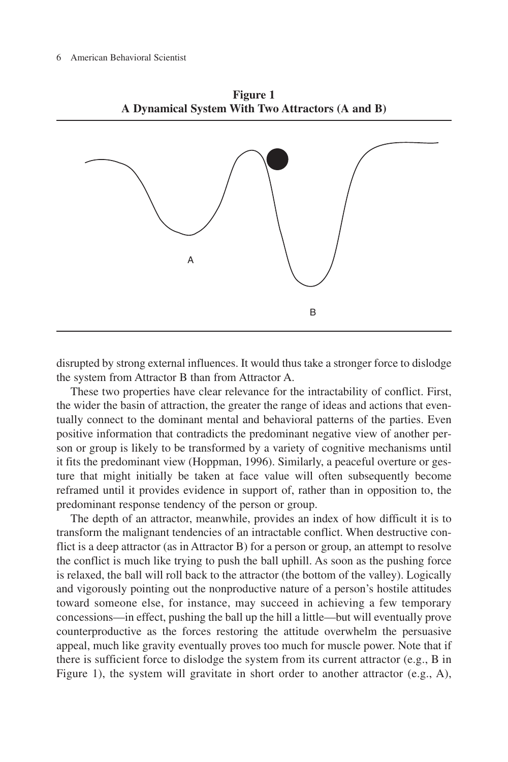**Figure 1**
**A Dynamical System With Two Attractors (A and B)**

disrupted by strong external influences. It would thus take a stronger force to dislodge the system from Attractor B than from Attractor A.

These two properties have clear relevance for the intractability of conflict. First, the wider the basin of attraction, the greater the range of ideas and actions that eventually connect to the dominant mental and behavioral patterns of the parties. Even positive information that contradicts the predominant negative view of another person or group is likely to be transformed by a variety of cognitive mechanisms until it fits the predominant view (Hoppman, 1996). Similarly, a peaceful overture or gesture that might initially be taken at face value will often subsequently become reframed until it provides evidence in support of, rather than in opposition to, the predominant response tendency of the person or group.

The depth of an attractor, meanwhile, provides an index of how difficult it is to transform the malignant tendencies of an intractable conflict. When destructive conflict is a deep attractor (as in Attractor B) for a person or group, an attempt to resolve the conflict is much like trying to push the ball uphill. As soon as the pushing force is relaxed, the ball will roll back to the attractor (the bottom of the valley). Logically and vigorously pointing out the nonproductive nature of a person's hostile attitudes toward someone else, for instance, may succeed in achieving a few temporary concessions—in effect, pushing the ball up the hill a little—but will eventually prove counterproductive as the forces restoring the attitude overwhelm the persuasive appeal, much like gravity eventually proves too much for muscle power. Note that if there is sufficient force to dislodge the system from its current attractor (e.g., B in Figure 1), the system will gravitate in short order to another attractor (e.g., A),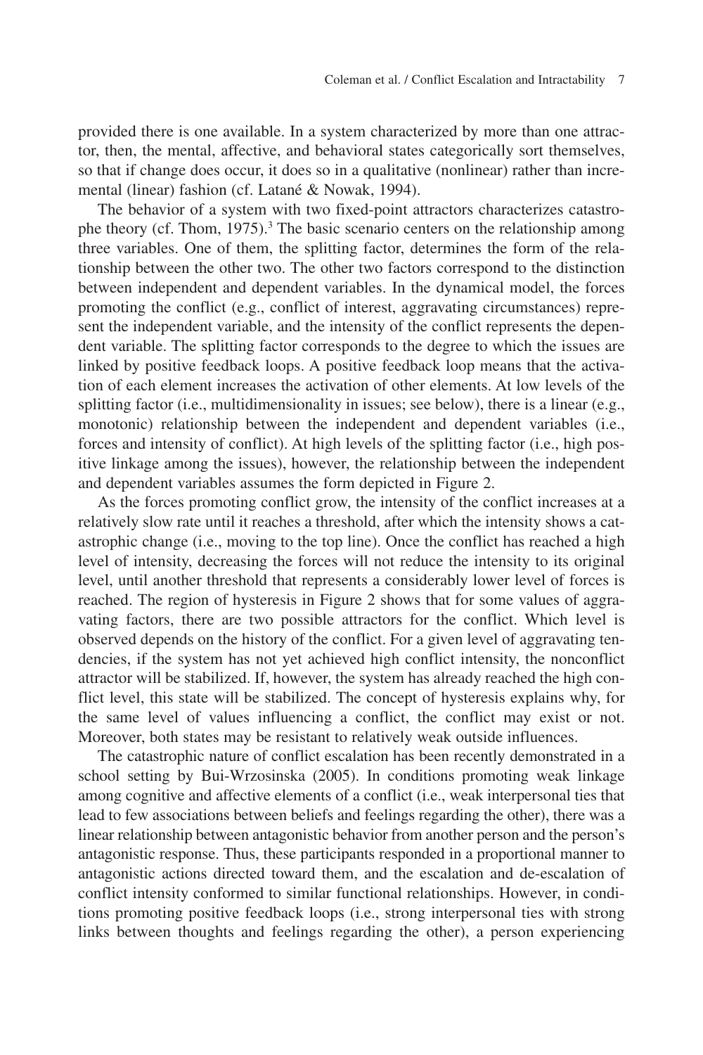provided there is one available. In a system characterized by more than one attractor, then, the mental, affective, and behavioral states categorically sort themselves, so that if change does occur, it does so in a qualitative (nonlinear) rather than incremental (linear) fashion (cf. Latané & Nowak, 1994).

The behavior of a system with two fixed-point attractors characterizes catastrophe theory (cf. Thom, 1975).[3] The basic scenario centers on the relationship among three variables. One of them, the splitting factor, determines the form of the relationship between the other two. The other two factors correspond to the distinction between independent and dependent variables. In the dynamical model, the forces promoting the conflict (e.g., conflict of interest, aggravating circumstances) represent the independent variable, and the intensity of the conflict represents the dependent variable. The splitting factor corresponds to the degree to which the issues are linked by positive feedback loops. A positive feedback loop means that the activation of each element increases the activation of other elements. At low levels of the splitting factor (i.e., multidimensionality in issues; see below), there is a linear (e.g., monotonic) relationship between the independent and dependent variables (i.e., forces and intensity of conflict). At high levels of the splitting factor (i.e., high positive linkage among the issues), however, the relationship between the independent and dependent variables assumes the form depicted in Figure 2.

As the forces promoting conflict grow, the intensity of the conflict increases at a relatively slow rate until it reaches a threshold, after which the intensity shows a catastrophic change (i.e., moving to the top line). Once the conflict has reached a high level of intensity, decreasing the forces will not reduce the intensity to its original level, until another threshold that represents a considerably lower level of forces is reached. The region of hysteresis in Figure 2 shows that for some values of aggravating factors, there are two possible attractors for the conflict. Which level is observed depends on the history of the conflict. For a given level of aggravating tendencies, if the system has not yet achieved high conflict intensity, the nonconflict attractor will be stabilized. If, however, the system has already reached the high conflict level, this state will be stabilized. The concept of hysteresis explains why, for the same level of values influencing a conflict, the conflict may exist or not. Moreover, both states may be resistant to relatively weak outside influences.

The catastrophic nature of conflict escalation has been recently demonstrated in a school setting by Bui-Wrzosinska (2005). In conditions promoting weak linkage among cognitive and affective elements of a conflict (i.e., weak interpersonal ties that lead to few associations between beliefs and feelings regarding the other), there was a linear relationship between antagonistic behavior from another person and the person's antagonistic response. Thus, these participants responded in a proportional manner to antagonistic actions directed toward them, and the escalation and de-escalation of conflict intensity conformed to similar functional relationships. However, in conditions promoting positive feedback loops (i.e., strong interpersonal ties with strong links between thoughts and feelings regarding the other), a person experiencing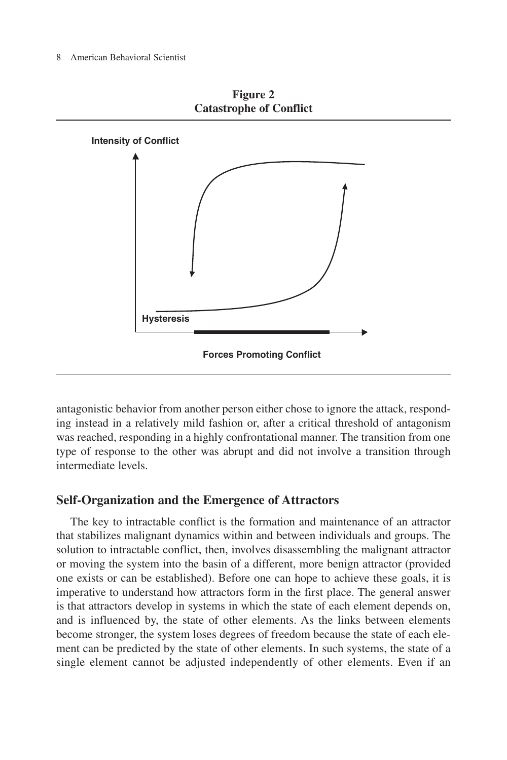**Figure 2**
**Catastrophe of Conflict**

antagonistic behavior from another person either chose to ignore the attack, responding instead in a relatively mild fashion or, after a critical threshold of antagonism was reached, responding in a highly confrontational manner. The transition from one type of response to the other was abrupt and did not involve a transition through intermediate levels.

## Self-Organization and the Emergence of Attractors

The key to intractable conflict is the formation and maintenance of an attractor that stabilizes malignant dynamics within and between individuals and groups. The solution to intractable conflict, then, involves disassembling the malignant attractor or moving the system into the basin of a different, more benign attractor (provided one exists or can be established). Before one can hope to achieve these goals, it is imperative to understand how attractors form in the first place. The general answer is that attractors develop in systems in which the state of each element depends on, and is influenced by, the state of other elements. As the links between elements become stronger, the system loses degrees of freedom because the state of each element can be predicted by the state of other elements. In such systems, the state of a single element cannot be adjusted independently of other elements. Even if an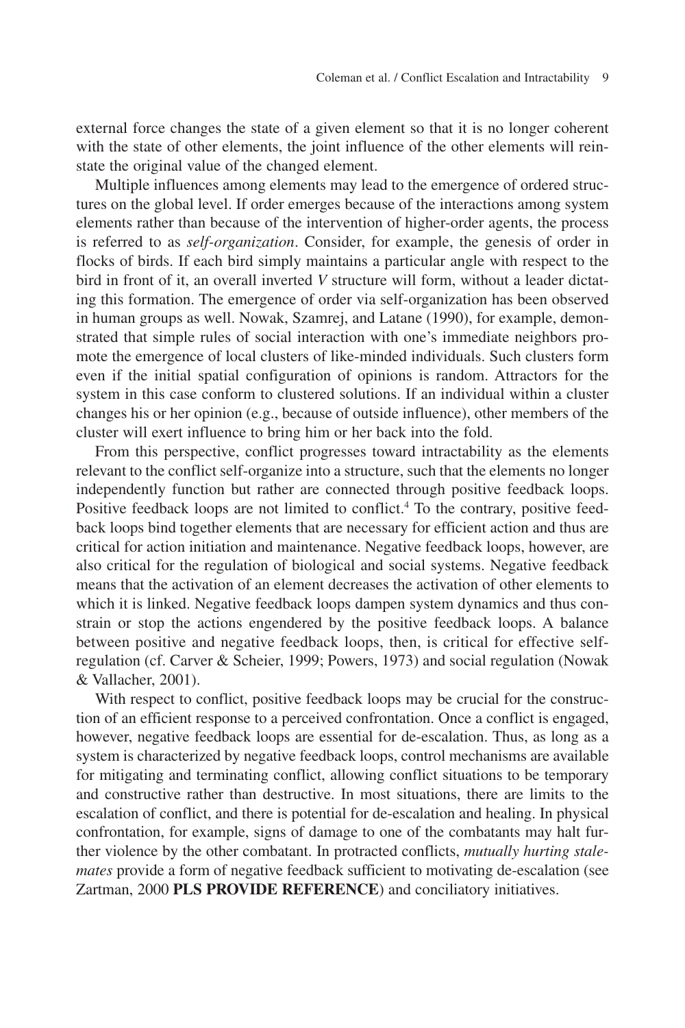external force changes the state of a given element so that it is no longer coherent with the state of other elements, the joint influence of the other elements will reinstate the original value of the changed element.

Multiple influences among elements may lead to the emergence of ordered structures on the global level. If order emerges because of the interactions among system elements rather than because of the intervention of higher-order agents, the process is referred to as *self-organization*. Consider, for example, the genesis of order in flocks of birds. If each bird simply maintains a particular angle with respect to the bird in front of it, an overall inverted *V* structure will form, without a leader dictating this formation. The emergence of order via self-organization has been observed in human groups as well. Nowak, Szamrej, and Latane (1990), for example, demonstrated that simple rules of social interaction with one's immediate neighbors promote the emergence of local clusters of like-minded individuals. Such clusters form even if the initial spatial configuration of opinions is random. Attractors for the system in this case conform to clustered solutions. If an individual within a cluster changes his or her opinion (e.g., because of outside influence), other members of the cluster will exert influence to bring him or her back into the fold.

From this perspective, conflict progresses toward intractability as the elements relevant to the conflict self-organize into a structure, such that the elements no longer independently function but rather are connected through positive feedback loops. Positive feedback loops are not limited to conflict.[4] To the contrary, positive feedback loops bind together elements that are necessary for efficient action and thus are critical for action initiation and maintenance. Negative feedback loops, however, are also critical for the regulation of biological and social systems. Negative feedback means that the activation of an element decreases the activation of other elements to which it is linked. Negative feedback loops dampen system dynamics and thus constrain or stop the actions engendered by the positive feedback loops. A balance between positive and negative feedback loops, then, is critical for effective self-regulation (cf. Carver & Scheier, 1999; Powers, 1973) and social regulation (Nowak & Vallacher, 2001).

With respect to conflict, positive feedback loops may be crucial for the construction of an efficient response to a perceived confrontation. Once a conflict is engaged, however, negative feedback loops are essential for de-escalation. Thus, as long as a system is characterized by negative feedback loops, control mechanisms are available for mitigating and terminating conflict, allowing conflict situations to be temporary and constructive rather than destructive. In most situations, there are limits to the escalation of conflict, and there is potential for de-escalation and healing. In physical confrontation, for example, signs of damage to one of the combatants may halt further violence by the other combatant. In protracted conflicts, *mutually hurting stalemates* provide a form of negative feedback sufficient to motivating de-escalation (see Zartman, 2000 **PLS PROVIDE REFERENCE**) and conciliatory initiatives.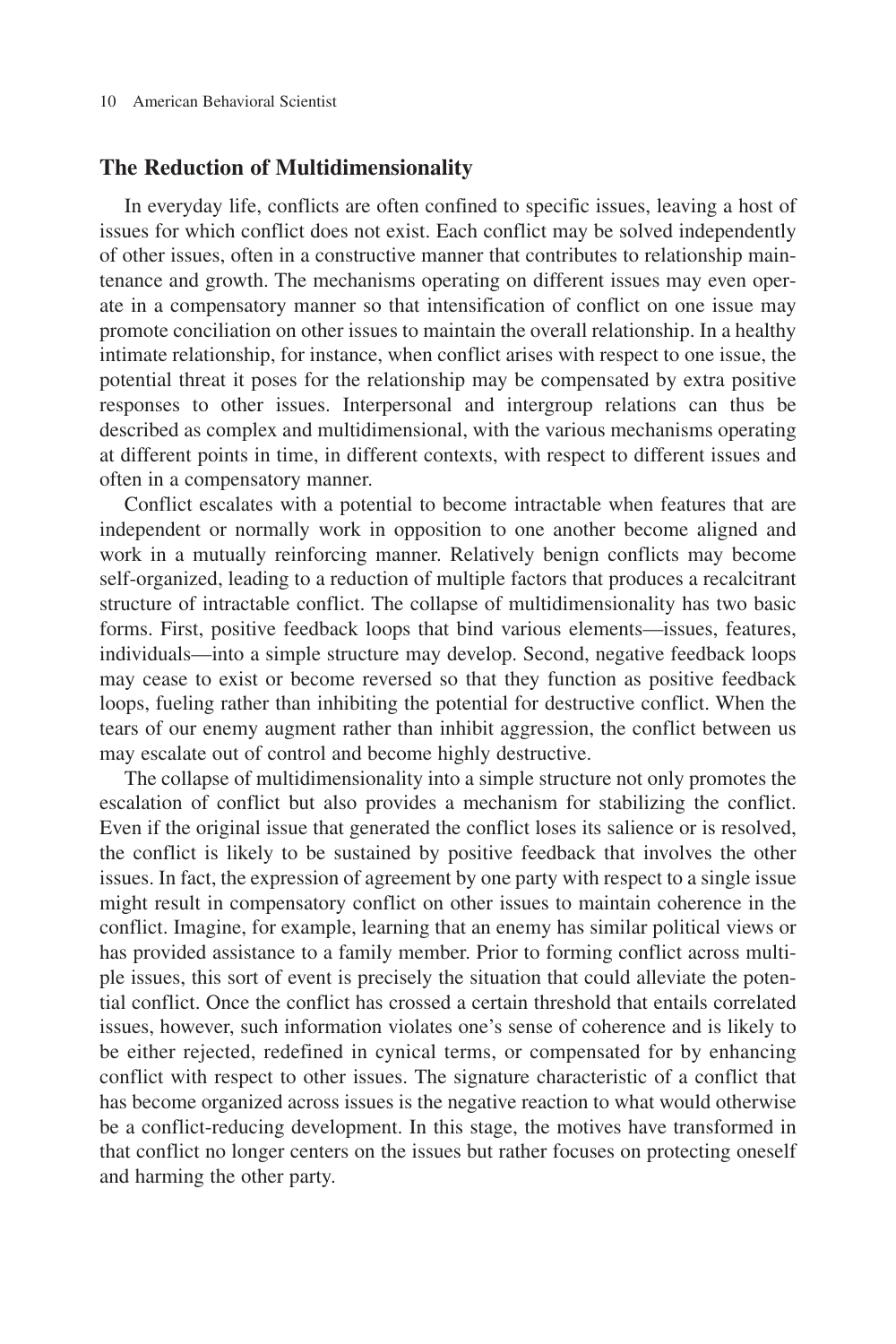## The Reduction of Multidimensionality

In everyday life, conflicts are often confined to specific issues, leaving a host of issues for which conflict does not exist. Each conflict may be solved independently of other issues, often in a constructive manner that contributes to relationship maintenance and growth. The mechanisms operating on different issues may even operate in a compensatory manner so that intensification of conflict on one issue may promote conciliation on other issues to maintain the overall relationship. In a healthy intimate relationship, for instance, when conflict arises with respect to one issue, the potential threat it poses for the relationship may be compensated by extra positive responses to other issues. Interpersonal and intergroup relations can thus be described as complex and multidimensional, with the various mechanisms operating at different points in time, in different contexts, with respect to different issues and often in a compensatory manner.

Conflict escalates with a potential to become intractable when features that are independent or normally work in opposition to one another become aligned and work in a mutually reinforcing manner. Relatively benign conflicts may become self-organized, leading to a reduction of multiple factors that produces a recalcitrant structure of intractable conflict. The collapse of multidimensionality has two basic forms. First, positive feedback loops that bind various elements—issues, features, individuals—into a simple structure may develop. Second, negative feedback loops may cease to exist or become reversed so that they function as positive feedback loops, fueling rather than inhibiting the potential for destructive conflict. When the tears of our enemy augment rather than inhibit aggression, the conflict between us may escalate out of control and become highly destructive.

The collapse of multidimensionality into a simple structure not only promotes the escalation of conflict but also provides a mechanism for stabilizing the conflict. Even if the original issue that generated the conflict loses its salience or is resolved, the conflict is likely to be sustained by positive feedback that involves the other issues. In fact, the expression of agreement by one party with respect to a single issue might result in compensatory conflict on other issues to maintain coherence in the conflict. Imagine, for example, learning that an enemy has similar political views or has provided assistance to a family member. Prior to forming conflict across multiple issues, this sort of event is precisely the situation that could alleviate the potential conflict. Once the conflict has crossed a certain threshold that entails correlated issues, however, such information violates one's sense of coherence and is likely to be either rejected, redefined in cynical terms, or compensated for by enhancing conflict with respect to other issues. The signature characteristic of a conflict that has become organized across issues is the negative reaction to what would otherwise be a conflict-reducing development. In this stage, the motives have transformed in that conflict no longer centers on the issues but rather focuses on protecting oneself and harming the other party.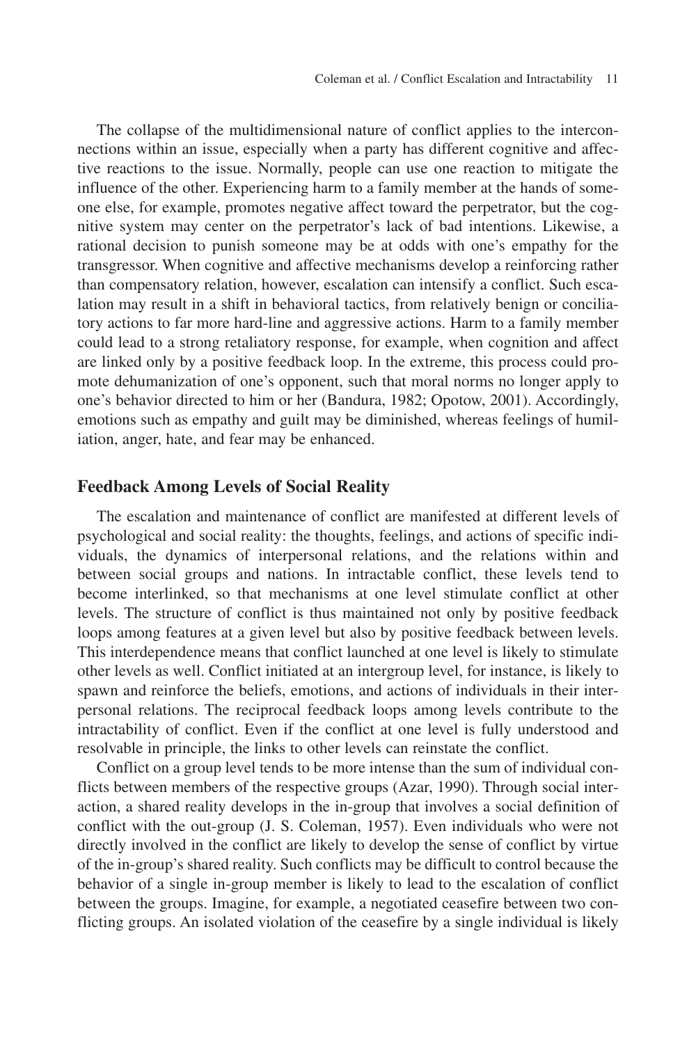The collapse of the multidimensional nature of conflict applies to the interconnections within an issue, especially when a party has different cognitive and affective reactions to the issue. Normally, people can use one reaction to mitigate the influence of the other. Experiencing harm to a family member at the hands of someone else, for example, promotes negative affect toward the perpetrator, but the cognitive system may center on the perpetrator's lack of bad intentions. Likewise, a rational decision to punish someone may be at odds with one's empathy for the transgressor. When cognitive and affective mechanisms develop a reinforcing rather than compensatory relation, however, escalation can intensify a conflict. Such escalation may result in a shift in behavioral tactics, from relatively benign or conciliatory actions to far more hard-line and aggressive actions. Harm to a family member could lead to a strong retaliatory response, for example, when cognition and affect are linked only by a positive feedback loop. In the extreme, this process could promote dehumanization of one's opponent, such that moral norms no longer apply to one's behavior directed to him or her (Bandura, 1982; Opotow, 2001). Accordingly, emotions such as empathy and guilt may be diminished, whereas feelings of humiliation, anger, hate, and fear may be enhanced.

## Feedback Among Levels of Social Reality

The escalation and maintenance of conflict are manifested at different levels of psychological and social reality: the thoughts, feelings, and actions of specific individuals, the dynamics of interpersonal relations, and the relations within and between social groups and nations. In intractable conflict, these levels tend to become interlinked, so that mechanisms at one level stimulate conflict at other levels. The structure of conflict is thus maintained not only by positive feedback loops among features at a given level but also by positive feedback between levels. This interdependence means that conflict launched at one level is likely to stimulate other levels as well. Conflict initiated at an intergroup level, for instance, is likely to spawn and reinforce the beliefs, emotions, and actions of individuals in their interpersonal relations. The reciprocal feedback loops among levels contribute to the intractability of conflict. Even if the conflict at one level is fully understood and resolvable in principle, the links to other levels can reinstate the conflict.

Conflict on a group level tends to be more intense than the sum of individual conflicts between members of the respective groups (Azar, 1990). Through social interaction, a shared reality develops in the in-group that involves a social definition of conflict with the out-group (J. S. Coleman, 1957). Even individuals who were not directly involved in the conflict are likely to develop the sense of conflict by virtue of the in-group's shared reality. Such conflicts may be difficult to control because the behavior of a single in-group member is likely to lead to the escalation of conflict between the groups. Imagine, for example, a negotiated ceasefire between two conflicting groups. An isolated violation of the ceasefire by a single individual is likely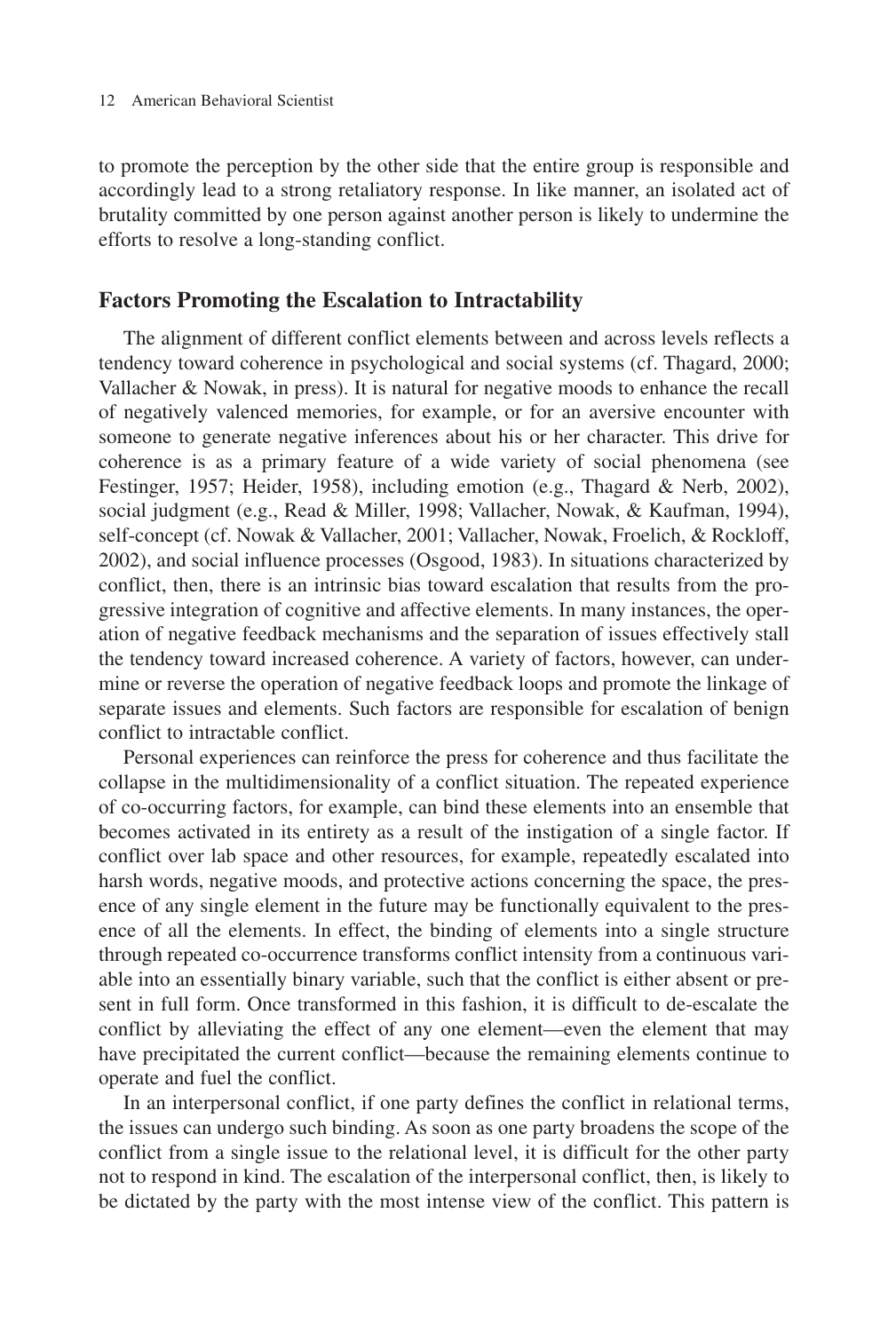to promote the perception by the other side that the entire group is responsible and accordingly lead to a strong retaliatory response. In like manner, an isolated act of brutality committed by one person against another person is likely to undermine the efforts to resolve a long-standing conflict.

## Factors Promoting the Escalation to Intractability

The alignment of different conflict elements between and across levels reflects a tendency toward coherence in psychological and social systems (cf. Thagard, 2000; Vallacher & Nowak, in press). It is natural for negative moods to enhance the recall of negatively valenced memories, for example, or for an aversive encounter with someone to generate negative inferences about his or her character. This drive for coherence is as a primary feature of a wide variety of social phenomena (see Festinger, 1957; Heider, 1958), including emotion (e.g., Thagard & Nerb, 2002), social judgment (e.g., Read & Miller, 1998; Vallacher, Nowak, & Kaufman, 1994), self-concept (cf. Nowak & Vallacher, 2001; Vallacher, Nowak, Froelich, & Rockloff, 2002), and social influence processes (Osgood, 1983). In situations characterized by conflict, then, there is an intrinsic bias toward escalation that results from the progressive integration of cognitive and affective elements. In many instances, the operation of negative feedback mechanisms and the separation of issues effectively stall the tendency toward increased coherence. A variety of factors, however, can undermine or reverse the operation of negative feedback loops and promote the linkage of separate issues and elements. Such factors are responsible for escalation of benign conflict to intractable conflict.

Personal experiences can reinforce the press for coherence and thus facilitate the collapse in the multidimensionality of a conflict situation. The repeated experience of co-occurring factors, for example, can bind these elements into an ensemble that becomes activated in its entirety as a result of the instigation of a single factor. If conflict over lab space and other resources, for example, repeatedly escalated into harsh words, negative moods, and protective actions concerning the space, the presence of any single element in the future may be functionally equivalent to the presence of all the elements. In effect, the binding of elements into a single structure through repeated co-occurrence transforms conflict intensity from a continuous variable into an essentially binary variable, such that the conflict is either absent or present in full form. Once transformed in this fashion, it is difficult to de-escalate the conflict by alleviating the effect of any one element—even the element that may have precipitated the current conflict—because the remaining elements continue to operate and fuel the conflict.

In an interpersonal conflict, if one party defines the conflict in relational terms, the issues can undergo such binding. As soon as one party broadens the scope of the conflict from a single issue to the relational level, it is difficult for the other party not to respond in kind. The escalation of the interpersonal conflict, then, is likely to be dictated by the party with the most intense view of the conflict. This pattern is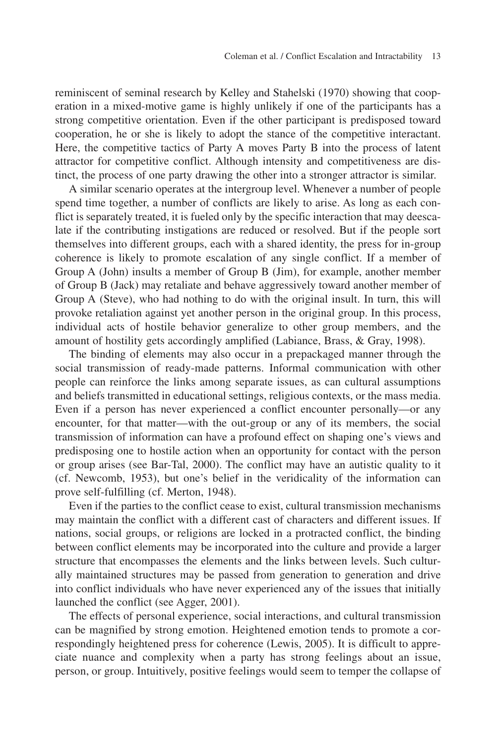reminiscent of seminal research by Kelley and Stahelski (1970) showing that cooperation in a mixed-motive game is highly unlikely if one of the participants has a strong competitive orientation. Even if the other participant is predisposed toward cooperation, he or she is likely to adopt the stance of the competitive interactant. Here, the competitive tactics of Party A moves Party B into the process of latent attractor for competitive conflict. Although intensity and competitiveness are distinct, the process of one party drawing the other into a stronger attractor is similar.

A similar scenario operates at the intergroup level. Whenever a number of people spend time together, a number of conflicts are likely to arise. As long as each conflict is separately treated, it is fueled only by the specific interaction that may deescalate if the contributing instigations are reduced or resolved. But if the people sort themselves into different groups, each with a shared identity, the press for in-group coherence is likely to promote escalation of any single conflict. If a member of Group A (John) insults a member of Group B (Jim), for example, another member of Group B (Jack) may retaliate and behave aggressively toward another member of Group A (Steve), who had nothing to do with the original insult. In turn, this will provoke retaliation against yet another person in the original group. In this process, individual acts of hostile behavior generalize to other group members, and the amount of hostility gets accordingly amplified (Labiance, Brass, & Gray, 1998).

The binding of elements may also occur in a prepackaged manner through the social transmission of ready-made patterns. Informal communication with other people can reinforce the links among separate issues, as can cultural assumptions and beliefs transmitted in educational settings, religious contexts, or the mass media. Even if a person has never experienced a conflict encounter personally—or any encounter, for that matter—with the out-group or any of its members, the social transmission of information can have a profound effect on shaping one's views and predisposing one to hostile action when an opportunity for contact with the person or group arises (see Bar-Tal, 2000). The conflict may have an autistic quality to it (cf. Newcomb, 1953), but one's belief in the veridicality of the information can prove self-fulfilling (cf. Merton, 1948).

Even if the parties to the conflict cease to exist, cultural transmission mechanisms may maintain the conflict with a different cast of characters and different issues. If nations, social groups, or religions are locked in a protracted conflict, the binding between conflict elements may be incorporated into the culture and provide a larger structure that encompasses the elements and the links between levels. Such culturally maintained structures may be passed from generation to generation and drive into conflict individuals who have never experienced any of the issues that initially launched the conflict (see Agger, 2001).

The effects of personal experience, social interactions, and cultural transmission can be magnified by strong emotion. Heightened emotion tends to promote a correspondingly heightened press for coherence (Lewis, 2005). It is difficult to appreciate nuance and complexity when a party has strong feelings about an issue, person, or group. Intuitively, positive feelings would seem to temper the collapse of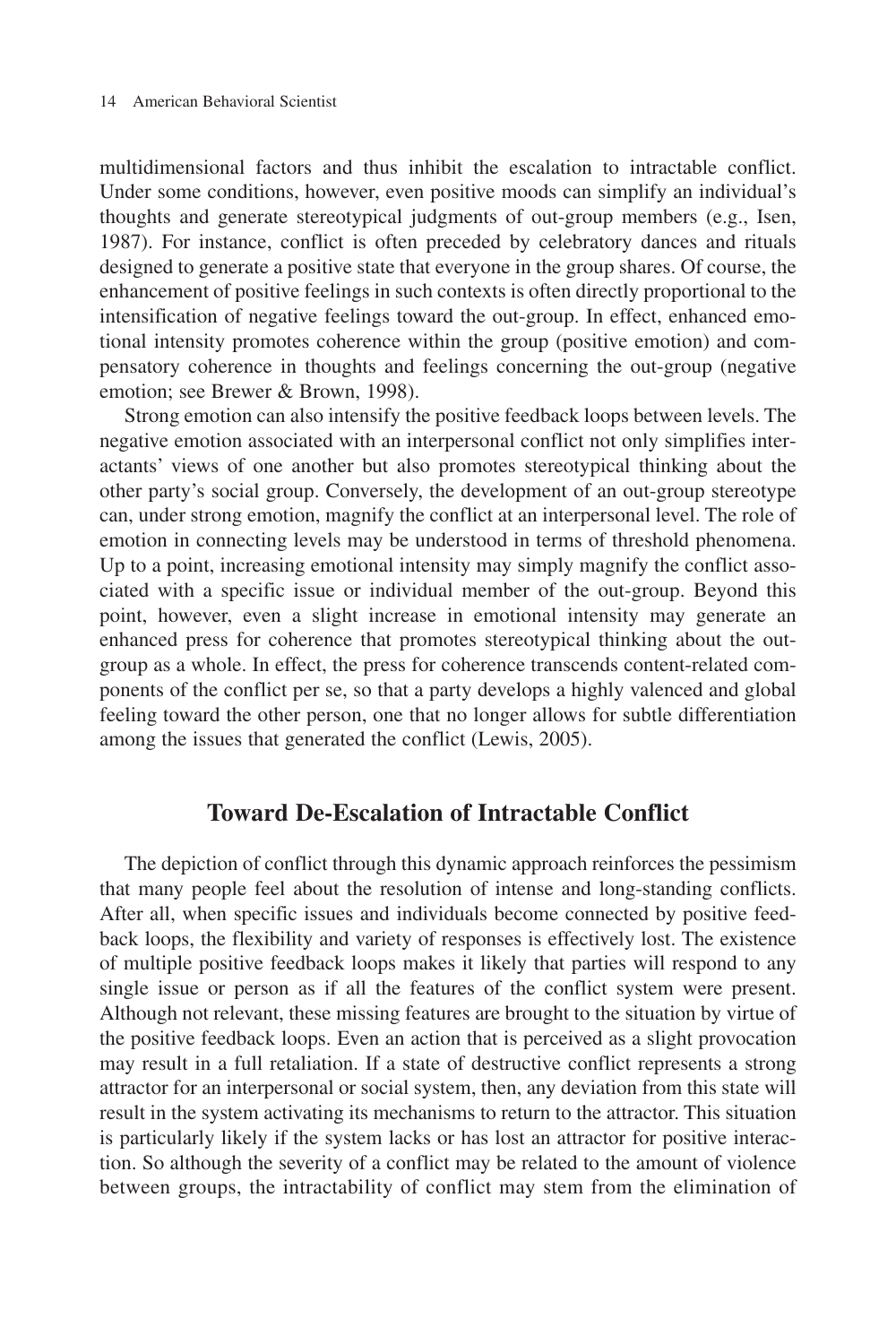multidimensional factors and thus inhibit the escalation to intractable conflict. Under some conditions, however, even positive moods can simplify an individual's thoughts and generate stereotypical judgments of out-group members (e.g., Isen, 1987). For instance, conflict is often preceded by celebratory dances and rituals designed to generate a positive state that everyone in the group shares. Of course, the enhancement of positive feelings in such contexts is often directly proportional to the intensification of negative feelings toward the out-group. In effect, enhanced emotional intensity promotes coherence within the group (positive emotion) and compensatory coherence in thoughts and feelings concerning the out-group (negative emotion; see Brewer & Brown, 1998).

Strong emotion can also intensify the positive feedback loops between levels. The negative emotion associated with an interpersonal conflict not only simplifies interactants' views of one another but also promotes stereotypical thinking about the other party's social group. Conversely, the development of an out-group stereotype can, under strong emotion, magnify the conflict at an interpersonal level. The role of emotion in connecting levels may be understood in terms of threshold phenomena. Up to a point, increasing emotional intensity may simply magnify the conflict associated with a specific issue or individual member of the out-group. Beyond this point, however, even a slight increase in emotional intensity may generate an enhanced press for coherence that promotes stereotypical thinking about the out-group as a whole. In effect, the press for coherence transcends content-related components of the conflict per se, so that a party develops a highly valenced and global feeling toward the other person, one that no longer allows for subtle differentiation among the issues that generated the conflict (Lewis, 2005).

## Toward De-Escalation of Intractable Conflict

The depiction of conflict through this dynamic approach reinforces the pessimism that many people feel about the resolution of intense and long-standing conflicts. After all, when specific issues and individuals become connected by positive feedback loops, the flexibility and variety of responses is effectively lost. The existence of multiple positive feedback loops makes it likely that parties will respond to any single issue or person as if all the features of the conflict system were present. Although not relevant, these missing features are brought to the situation by virtue of the positive feedback loops. Even an action that is perceived as a slight provocation may result in a full retaliation. If a state of destructive conflict represents a strong attractor for an interpersonal or social system, then, any deviation from this state will result in the system activating its mechanisms to return to the attractor. This situation is particularly likely if the system lacks or has lost an attractor for positive interaction. So although the severity of a conflict may be related to the amount of violence between groups, the intractability of conflict may stem from the elimination of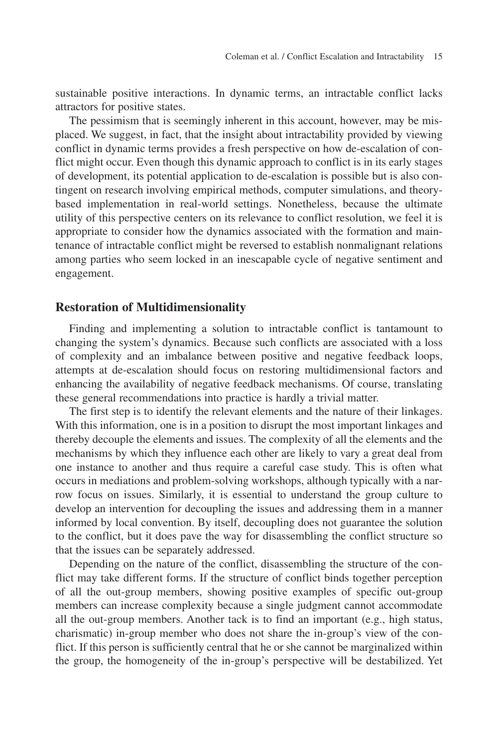sustainable positive interactions. In dynamic terms, an intractable conflict lacks attractors for positive states.

The pessimism that is seemingly inherent in this account, however, may be misplaced. We suggest, in fact, that the insight about intractability provided by viewing conflict in dynamic terms provides a fresh perspective on how de-escalation of conflict might occur. Even though this dynamic approach to conflict is in its early stages of development, its potential application to de-escalation is possible but is also contingent on research involving empirical methods, computer simulations, and theory-based implementation in real-world settings. Nonetheless, because the ultimate utility of this perspective centers on its relevance to conflict resolution, we feel it is appropriate to consider how the dynamics associated with the formation and maintenance of intractable conflict might be reversed to establish nonmalignant relations among parties who seem locked in an inescapable cycle of negative sentiment and engagement.

## Restoration of Multidimensionality

Finding and implementing a solution to intractable conflict is tantamount to changing the system's dynamics. Because such conflicts are associated with a loss of complexity and an imbalance between positive and negative feedback loops, attempts at de-escalation should focus on restoring multidimensional factors and enhancing the availability of negative feedback mechanisms. Of course, translating these general recommendations into practice is hardly a trivial matter.

The first step is to identify the relevant elements and the nature of their linkages. With this information, one is in a position to disrupt the most important linkages and thereby decouple the elements and issues. The complexity of all the elements and the mechanisms by which they influence each other are likely to vary a great deal from one instance to another and thus require a careful case study. This is often what occurs in mediations and problem-solving workshops, although typically with a narrow focus on issues. Similarly, it is essential to understand the group culture to develop an intervention for decoupling the issues and addressing them in a manner informed by local convention. By itself, decoupling does not guarantee the solution to the conflict, but it does pave the way for disassembling the conflict structure so that the issues can be separately addressed.

Depending on the nature of the conflict, disassembling the structure of the conflict may take different forms. If the structure of conflict binds together perception of all the out-group members, showing positive examples of specific out-group members can increase complexity because a single judgment cannot accommodate all the out-group members. Another tack is to find an important (e.g., high status, charismatic) in-group member who does not share the in-group's view of the conflict. If this person is sufficiently central that he or she cannot be marginalized within the group, the homogeneity of the in-group's perspective will be destabilized. Yet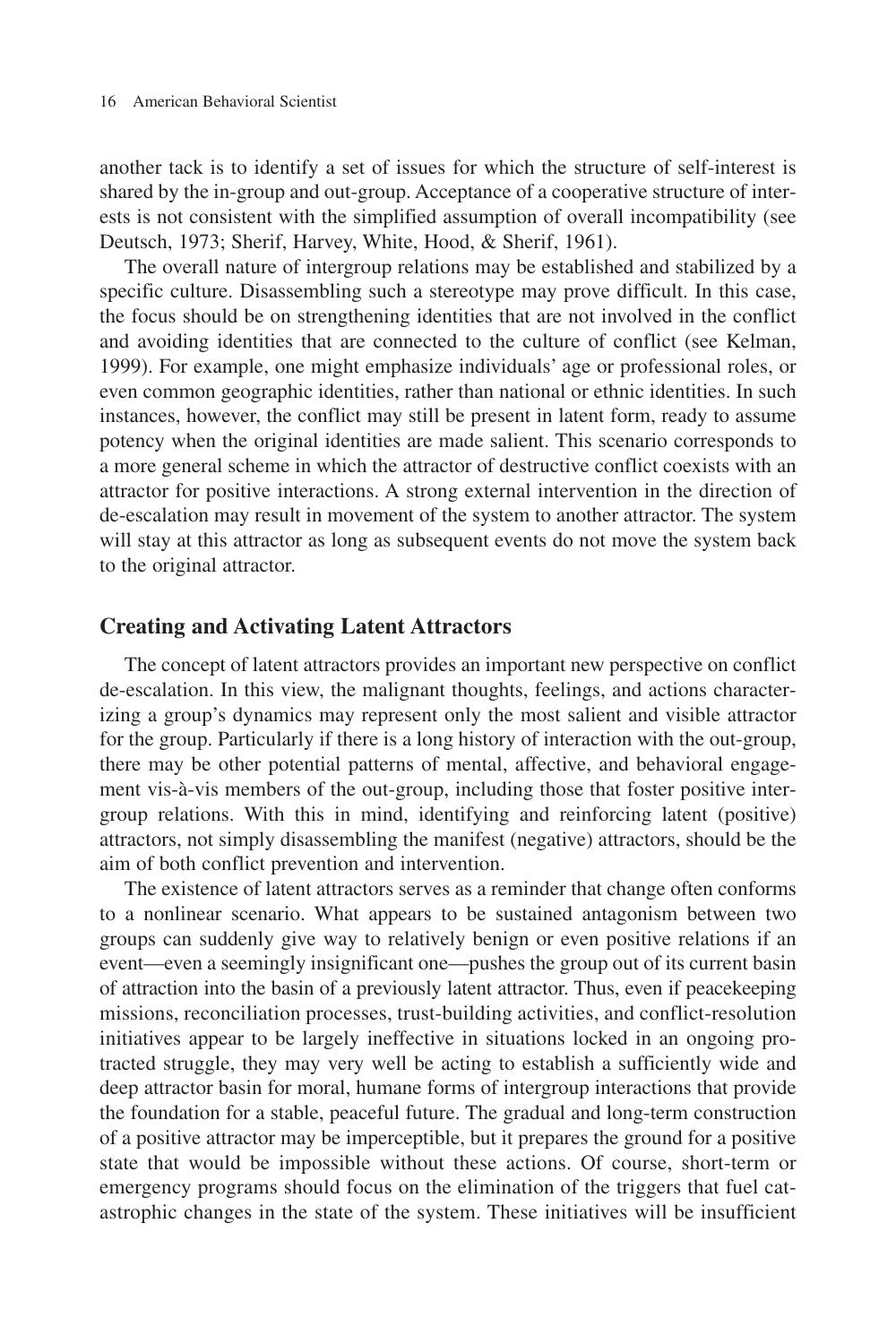another tack is to identify a set of issues for which the structure of self-interest is shared by the in-group and out-group. Acceptance of a cooperative structure of interests is not consistent with the simplified assumption of overall incompatibility (see Deutsch, 1973; Sherif, Harvey, White, Hood, & Sherif, 1961).

The overall nature of intergroup relations may be established and stabilized by a specific culture. Disassembling such a stereotype may prove difficult. In this case, the focus should be on strengthening identities that are not involved in the conflict and avoiding identities that are connected to the culture of conflict (see Kelman, 1999). For example, one might emphasize individuals' age or professional roles, or even common geographic identities, rather than national or ethnic identities. In such instances, however, the conflict may still be present in latent form, ready to assume potency when the original identities are made salient. This scenario corresponds to a more general scheme in which the attractor of destructive conflict coexists with an attractor for positive interactions. A strong external intervention in the direction of de-escalation may result in movement of the system to another attractor. The system will stay at this attractor as long as subsequent events do not move the system back to the original attractor.

## Creating and Activating Latent Attractors

The concept of latent attractors provides an important new perspective on conflict de-escalation. In this view, the malignant thoughts, feelings, and actions characterizing a group's dynamics may represent only the most salient and visible attractor for the group. Particularly if there is a long history of interaction with the out-group, there may be other potential patterns of mental, affective, and behavioral engagement vis-à-vis members of the out-group, including those that foster positive intergroup relations. With this in mind, identifying and reinforcing latent (positive) attractors, not simply disassembling the manifest (negative) attractors, should be the aim of both conflict prevention and intervention.

The existence of latent attractors serves as a reminder that change often conforms to a nonlinear scenario. What appears to be sustained antagonism between two groups can suddenly give way to relatively benign or even positive relations if an event—even a seemingly insignificant one—pushes the group out of its current basin of attraction into the basin of a previously latent attractor. Thus, even if peacekeeping missions, reconciliation processes, trust-building activities, and conflict-resolution initiatives appear to be largely ineffective in situations locked in an ongoing protracted struggle, they may very well be acting to establish a sufficiently wide and deep attractor basin for moral, humane forms of intergroup interactions that provide the foundation for a stable, peaceful future. The gradual and long-term construction of a positive attractor may be imperceptible, but it prepares the ground for a positive state that would be impossible without these actions. Of course, short-term or emergency programs should focus on the elimination of the triggers that fuel catastrophic changes in the state of the system. These initiatives will be insufficient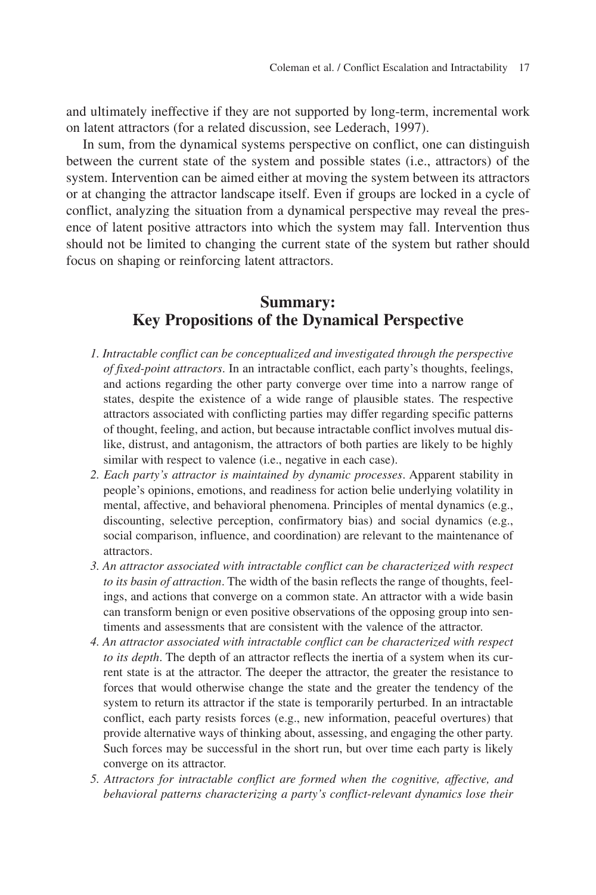and ultimately ineffective if they are not supported by long-term, incremental work on latent attractors (for a related discussion, see Lederach, 1997).

In sum, from the dynamical systems perspective on conflict, one can distinguish between the current state of the system and possible states (i.e., attractors) of the system. Intervention can be aimed either at moving the system between its attractors or at changing the attractor landscape itself. Even if groups are locked in a cycle of conflict, analyzing the situation from a dynamical perspective may reveal the presence of latent positive attractors into which the system may fall. Intervention thus should not be limited to changing the current state of the system but rather should focus on shaping or reinforcing latent attractors.

## Summary: Key Propositions of the Dynamical Perspective

1. *Intractable conflict can be conceptualized and investigated through the perspective of fixed-point attractors*. In an intractable conflict, each party's thoughts, feelings, and actions regarding the other party converge over time into a narrow range of states, despite the existence of a wide range of plausible states. The respective attractors associated with conflicting parties may differ regarding specific patterns of thought, feeling, and action, but because intractable conflict involves mutual dislike, distrust, and antagonism, the attractors of both parties are likely to be highly similar with respect to valence (i.e., negative in each case).
2. *Each party's attractor is maintained by dynamic processes*. Apparent stability in people's opinions, emotions, and readiness for action belie underlying volatility in mental, affective, and behavioral phenomena. Principles of mental dynamics (e.g., discounting, selective perception, confirmatory bias) and social dynamics (e.g., social comparison, influence, and coordination) are relevant to the maintenance of attractors.
3. *An attractor associated with intractable conflict can be characterized with respect to its basin of attraction*. The width of the basin reflects the range of thoughts, feelings, and actions that converge on a common state. An attractor with a wide basin can transform benign or even positive observations of the opposing group into sentiments and assessments that are consistent with the valence of the attractor.
4. *An attractor associated with intractable conflict can be characterized with respect to its depth*. The depth of an attractor reflects the inertia of a system when its current state is at the attractor. The deeper the attractor, the greater the resistance to forces that would otherwise change the state and the greater the tendency of the system to return its attractor if the state is temporarily perturbed. In an intractable conflict, each party resists forces (e.g., new information, peaceful overtures) that provide alternative ways of thinking about, assessing, and engaging the other party. Such forces may be successful in the short run, but over time each party is likely converge on its attractor.
5. *Attractors for intractable conflict are formed when the cognitive, affective, and behavioral patterns characterizing a party's conflict-relevant dynamics lose their*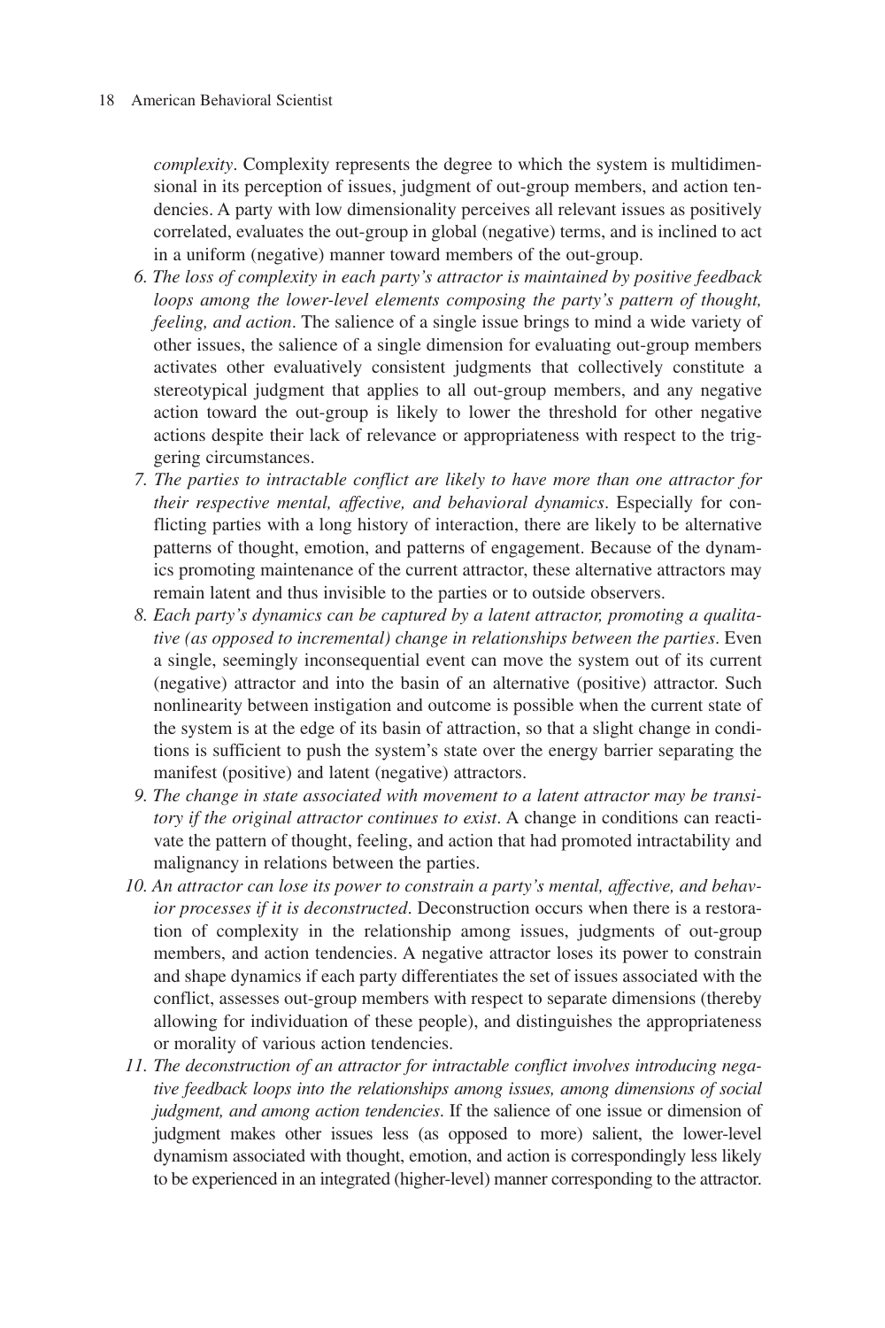*complexity*. Complexity represents the degree to which the system is multidimensional in its perception of issues, judgment of out-group members, and action tendencies. A party with low dimensionality perceives all relevant issues as positively correlated, evaluates the out-group in global (negative) terms, and is inclined to act in a uniform (negative) manner toward members of the out-group.

6. *The loss of complexity in each party's attractor is maintained by positive feedback loops among the lower-level elements composing the party's pattern of thought, feeling, and action*. The salience of a single issue brings to mind a wide variety of other issues, the salience of a single dimension for evaluating out-group members activates other evaluatively consistent judgments that collectively constitute a stereotypical judgment that applies to all out-group members, and any negative action toward the out-group is likely to lower the threshold for other negative actions despite their lack of relevance or appropriateness with respect to the triggering circumstances.
7. *The parties to intractable conflict are likely to have more than one attractor for their respective mental, affective, and behavioral dynamics*. Especially for conflicting parties with a long history of interaction, there are likely to be alternative patterns of thought, emotion, and patterns of engagement. Because of the dynamics promoting maintenance of the current attractor, these alternative attractors may remain latent and thus invisible to the parties or to outside observers.
8. *Each party's dynamics can be captured by a latent attractor, promoting a qualitative (as opposed to incremental) change in relationships between the parties*. Even a single, seemingly inconsequential event can move the system out of its current (negative) attractor and into the basin of an alternative (positive) attractor. Such nonlinearity between instigation and outcome is possible when the current state of the system is at the edge of its basin of attraction, so that a slight change in conditions is sufficient to push the system's state over the energy barrier separating the manifest (positive) and latent (negative) attractors.
9. *The change in state associated with movement to a latent attractor may be transitory if the original attractor continues to exist*. A change in conditions can reactivate the pattern of thought, feeling, and action that had promoted intractability and malignancy in relations between the parties.
10. *An attractor can lose its power to constrain a party's mental, affective, and behavior processes if it is deconstructed*. Deconstruction occurs when there is a restoration of complexity in the relationship among issues, judgments of out-group members, and action tendencies. A negative attractor loses its power to constrain and shape dynamics if each party differentiates the set of issues associated with the conflict, assesses out-group members with respect to separate dimensions (thereby allowing for individuation of these people), and distinguishes the appropriateness or morality of various action tendencies.
11. *The deconstruction of an attractor for intractable conflict involves introducing negative feedback loops into the relationships among issues, among dimensions of social judgment, and among action tendencies*. If the salience of one issue or dimension of judgment makes other issues less (as opposed to more) salient, the lower-level dynamism associated with thought, emotion, and action is correspondingly less likely to be experienced in an integrated (higher-level) manner corresponding to the attractor.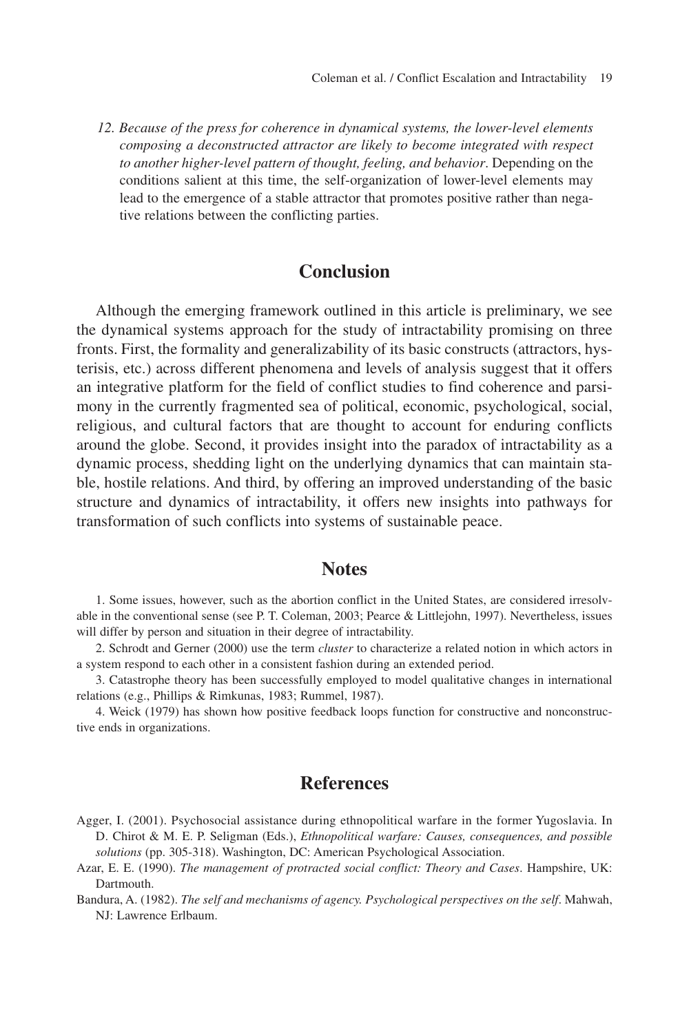12. *Because of the press for coherence in dynamical systems, the lower-level elements composing a deconstructed attractor are likely to become integrated with respect to another higher-level pattern of thought, feeling, and behavior*. Depending on the conditions salient at this time, the self-organization of lower-level elements may lead to the emergence of a stable attractor that promotes positive rather than negative relations between the conflicting parties.

## Conclusion

Although the emerging framework outlined in this article is preliminary, we see the dynamical systems approach for the study of intractability promising on three fronts. First, the formality and generalizability of its basic constructs (attractors, hysterisis, etc.) across different phenomena and levels of analysis suggest that it offers an integrative platform for the field of conflict studies to find coherence and parsimony in the currently fragmented sea of political, economic, psychological, social, religious, and cultural factors that are thought to account for enduring conflicts around the globe. Second, it provides insight into the paradox of intractability as a dynamic process, shedding light on the underlying dynamics that can maintain stable, hostile relations. And third, by offering an improved understanding of the basic structure and dynamics of intractability, it offers new insights into pathways for transformation of such conflicts into systems of sustainable peace.

## Notes

1. Some issues, however, such as the abortion conflict in the United States, are considered irresolvable in the conventional sense (see P. T. Coleman, 2003; Pearce & Littlejohn, 1997). Nevertheless, issues will differ by person and situation in their degree of intractability.

2. Schrodt and Gerner (2000) use the term *cluster* to characterize a related notion in which actors in a system respond to each other in a consistent fashion during an extended period.

3. Catastrophe theory has been successfully employed to model qualitative changes in international relations (e.g., Phillips & Rimkunas, 1983; Rummel, 1987).

4. Weick (1979) has shown how positive feedback loops function for constructive and nonconstructive ends in organizations.

## References

Agger, I. (2001). Psychosocial assistance during ethnopolitical warfare in the former Yugoslavia. In D. Chirot & M. E. P. Seligman (Eds.), *Ethnopolitical warfare: Causes, consequences, and possible solutions* (pp. 305-318). Washington, DC: American Psychological Association.

Azar, E. E. (1990). *The management of protracted social conflict: Theory and Cases*. Hampshire, UK: Dartmouth.

Bandura, A. (1982). *The self and mechanisms of agency. Psychological perspectives on the self*. Mahwah, NJ: Lawrence Erlbaum.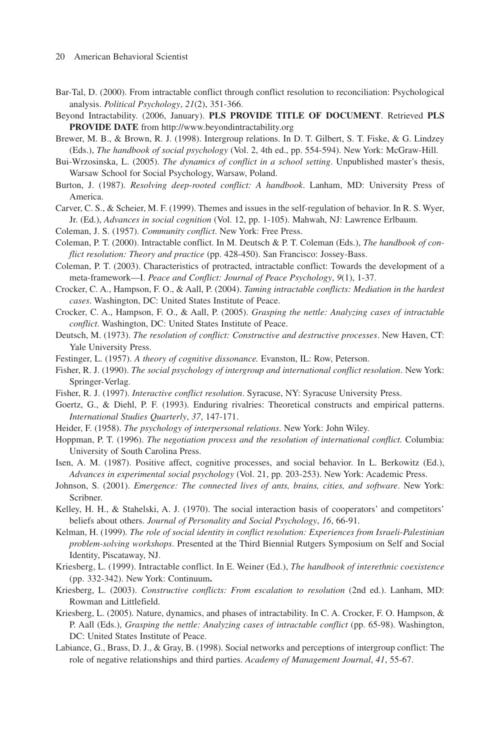Bar-Tal, D. (2000). From intractable conflict through conflict resolution to reconciliation: Psychological analysis. *Political Psychology*, *21*(2), 351-366.

Beyond Intractability. (2006, January). **PLS PROVIDE TITLE OF DOCUMENT**. Retrieved **PLS PROVIDE DATE** from http://www.beyondintractability.org

Brewer, M. B., & Brown, R. J. (1998). Intergroup relations. In D. T. Gilbert, S. T. Fiske, & G. Lindzey (Eds.), *The handbook of social psychology* (Vol. 2, 4th ed., pp. 554-594). New York: McGraw-Hill.

Bui-Wrzosinska, L. (2005). *The dynamics of conflict in a school setting*. Unpublished master's thesis, Warsaw School for Social Psychology, Warsaw, Poland.

Burton, J. (1987). *Resolving deep-rooted conflict: A handbook*. Lanham, MD: University Press of America.

Carver, C. S., & Scheier, M. F. (1999). Themes and issues in the self-regulation of behavior. In R. S. Wyer, Jr. (Ed.), *Advances in social cognition* (Vol. 12, pp. 1-105). Mahwah, NJ: Lawrence Erlbaum.

Coleman, J. S. (1957). *Community conflict*. New York: Free Press.

Coleman, P. T. (2000). Intractable conflict. In M. Deutsch & P. T. Coleman (Eds.), *The handbook of conflict resolution: Theory and practice* (pp. 428-450). San Francisco: Jossey-Bass.

Coleman, P. T. (2003). Characteristics of protracted, intractable conflict: Towards the development of a meta-framework—I. *Peace and Conflict: Journal of Peace Psychology*, *9*(1), 1-37.

Crocker, C. A., Hampson, F. O., & Aall, P. (2004). *Taming intractable conflicts: Mediation in the hardest cases*. Washington, DC: United States Institute of Peace.

Crocker, C. A., Hampson, F. O., & Aall, P. (2005). *Grasping the nettle: Analyzing cases of intractable conflict*. Washington, DC: United States Institute of Peace.

Deutsch, M. (1973). *The resolution of conflict: Constructive and destructive processes*. New Haven, CT: Yale University Press.

Festinger, L. (1957). *A theory of cognitive dissonance.* Evanston, IL: Row, Peterson.

Fisher, R. J. (1990). *The social psychology of intergroup and international conflict resolution*. New York: Springer-Verlag.

Fisher, R. J. (1997). *Interactive conflict resolution*. Syracuse, NY: Syracuse University Press.

Goertz, G., & Diehl, P. F. (1993). Enduring rivalries: Theoretical constructs and empirical patterns. *International Studies Quarterly*, *37*, 147-171.

Heider, F. (1958). *The psychology of interpersonal relations*. New York: John Wiley.

Hoppman, P. T. (1996). *The negotiation process and the resolution of international conflict.* Columbia: University of South Carolina Press.

Isen, A. M. (1987). Positive affect, cognitive processes, and social behavior. In L. Berkowitz (Ed.), *Advances in experimental social psychology* (Vol. 21, pp. 203-253). New York: Academic Press.

Johnson, S. (2001). *Emergence: The connected lives of ants, brains, cities, and software*. New York: Scribner.

Kelley, H. H., & Stahelski, A. J. (1970). The social interaction basis of cooperators' and competitors' beliefs about others. *Journal of Personality and Social Psychology*, *16*, 66-91.

Kelman, H. (1999). *The role of social identity in conflict resolution: Experiences from Israeli-Palestinian problem-solving workshops*. Presented at the Third Biennial Rutgers Symposium on Self and Social Identity, Piscataway, NJ.

Kriesberg, L. (1999). Intractable conflict. In E. Weiner (Ed.), *The handbook of interethnic coexistence* (pp. 332-342). New York: Continuum**.**

Kriesberg, L. (2003). *Constructive conflicts: From escalation to resolution* (2nd ed.). Lanham, MD: Rowman and Littlefield.

Kriesberg, L. (2005). Nature, dynamics, and phases of intractability. In C. A. Crocker, F. O. Hampson, & P. Aall (Eds.), *Grasping the nettle: Analyzing cases of intractable conflict* (pp. 65-98). Washington, DC: United States Institute of Peace.

Labiance, G., Brass, D. J., & Gray, B. (1998). Social networks and perceptions of intergroup conflict: The role of negative relationships and third parties. *Academy of Management Journal*, *41*, 55-67.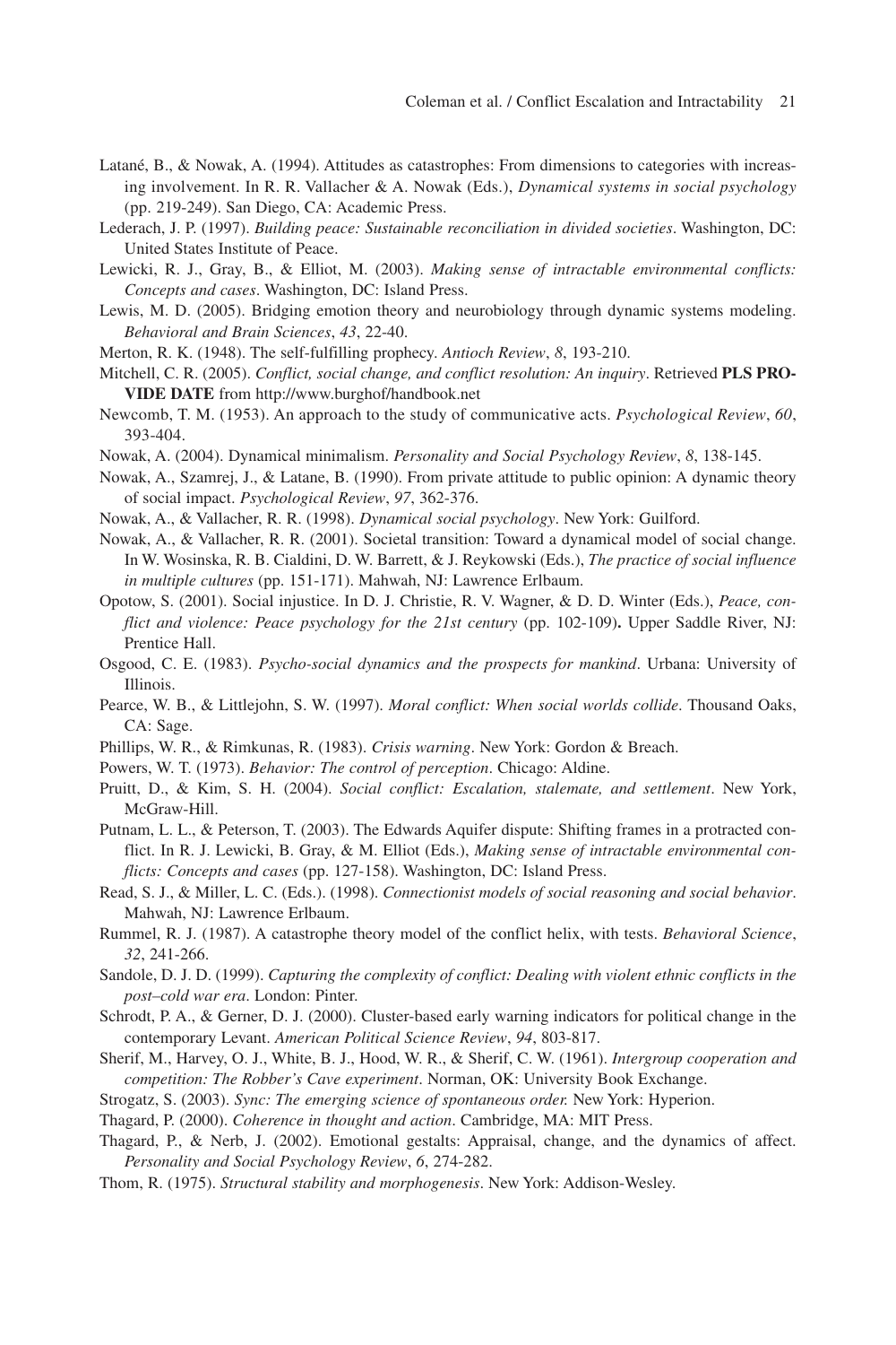Latané, B., & Nowak, A. (1994). Attitudes as catastrophes: From dimensions to categories with increasing involvement. In R. R. Vallacher & A. Nowak (Eds.), *Dynamical systems in social psychology* (pp. 219-249). San Diego, CA: Academic Press.

Lederach, J. P. (1997). *Building peace: Sustainable reconciliation in divided societies*. Washington, DC: United States Institute of Peace.

Lewicki, R. J., Gray, B., & Elliot, M. (2003). *Making sense of intractable environmental conflicts: Concepts and cases*. Washington, DC: Island Press.

Lewis, M. D. (2005). Bridging emotion theory and neurobiology through dynamic systems modeling. *Behavioral and Brain Sciences*, *43*, 22-40.

Merton, R. K. (1948). The self-fulfilling prophecy. *Antioch Review*, *8*, 193-210.

Mitchell, C. R. (2005). *Conflict, social change, and conflict resolution: An inquiry*. Retrieved **PLS PROVIDE DATE** from http://www.burghof/handbook.net

Newcomb, T. M. (1953). An approach to the study of communicative acts. *Psychological Review*, *60*, 393-404.

Nowak, A. (2004). Dynamical minimalism. *Personality and Social Psychology Review*, *8*, 138-145.

Nowak, A., Szamrej, J., & Latane, B. (1990). From private attitude to public opinion: A dynamic theory of social impact. *Psychological Review*, *97*, 362-376.

Nowak, A., & Vallacher, R. R. (1998). *Dynamical social psychology*. New York: Guilford.

Nowak, A., & Vallacher, R. R. (2001). Societal transition: Toward a dynamical model of social change. In W. Wosinska, R. B. Cialdini, D. W. Barrett, & J. Reykowski (Eds.), *The practice of social influence in multiple cultures* (pp. 151-171). Mahwah, NJ: Lawrence Erlbaum.

Opotow, S. (2001). Social injustice. In D. J. Christie, R. V. Wagner, & D. D. Winter (Eds.), *Peace, conflict and violence: Peace psychology for the 21st century* (pp. 102-109)**.** Upper Saddle River, NJ: Prentice Hall.

Osgood, C. E. (1983). *Psycho-social dynamics and the prospects for mankind*. Urbana: University of Illinois.

Pearce, W. B., & Littlejohn, S. W. (1997). *Moral conflict: When social worlds collide*. Thousand Oaks, CA: Sage.

Phillips, W. R., & Rimkunas, R. (1983). *Crisis warning*. New York: Gordon & Breach.

Powers, W. T. (1973). *Behavior: The control of perception*. Chicago: Aldine.

Pruitt, D., & Kim, S. H. (2004). *Social conflict: Escalation, stalemate, and settlement*. New York, McGraw-Hill.

Putnam, L. L., & Peterson, T. (2003). The Edwards Aquifer dispute: Shifting frames in a protracted conflict. In R. J. Lewicki, B. Gray, & M. Elliot (Eds.), *Making sense of intractable environmental conflicts: Concepts and cases* (pp. 127-158). Washington, DC: Island Press.

Read, S. J., & Miller, L. C. (Eds.). (1998). *Connectionist models of social reasoning and social behavior*. Mahwah, NJ: Lawrence Erlbaum.

Rummel, R. J. (1987). A catastrophe theory model of the conflict helix, with tests. *Behavioral Science*, *32*, 241-266.

Sandole, D. J. D. (1999). *Capturing the complexity of conflict: Dealing with violent ethnic conflicts in the post–cold war era*. London: Pinter.

Schrodt, P. A., & Gerner, D. J. (2000). Cluster-based early warning indicators for political change in the contemporary Levant. *American Political Science Review*, *94*, 803-817.

Sherif, M., Harvey, O. J., White, B. J., Hood, W. R., & Sherif, C. W. (1961). *Intergroup cooperation and competition: The Robber's Cave experiment*. Norman, OK: University Book Exchange.

Strogatz, S. (2003). *Sync: The emerging science of spontaneous order.* New York: Hyperion.

Thagard, P. (2000). *Coherence in thought and action*. Cambridge, MA: MIT Press.

Thagard, P., & Nerb, J. (2002). Emotional gestalts: Appraisal, change, and the dynamics of affect. *Personality and Social Psychology Review*, *6*, 274-282.

Thom, R. (1975). *Structural stability and morphogenesis*. New York: Addison-Wesley.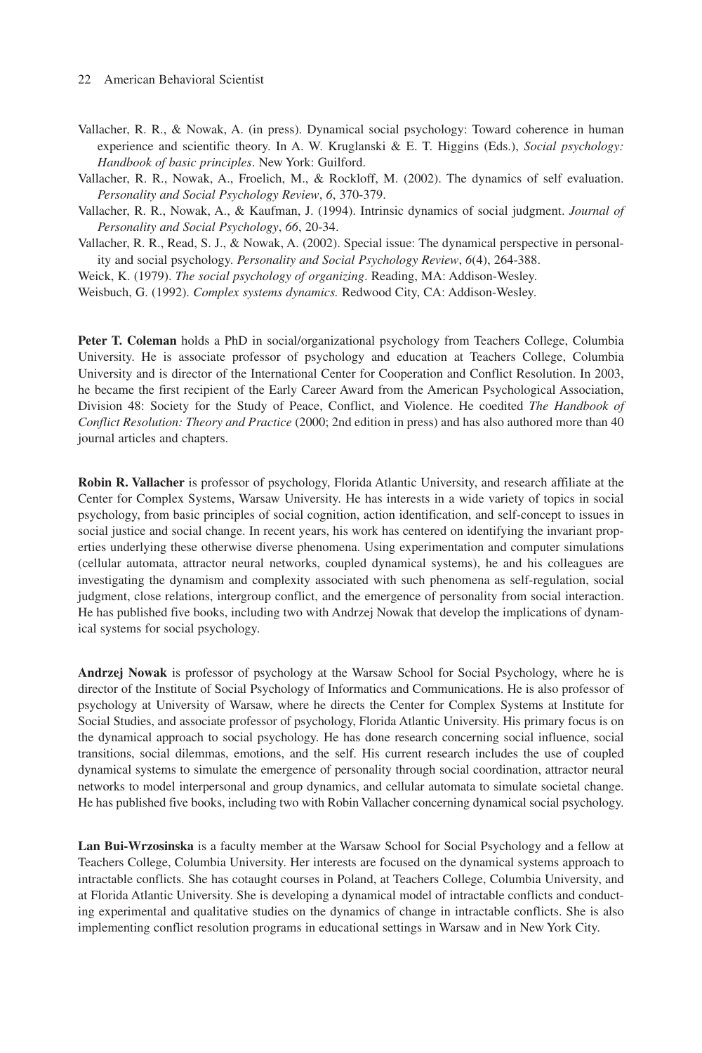Vallacher, R. R., & Nowak, A. (in press). Dynamical social psychology: Toward coherence in human experience and scientific theory. In A. W. Kruglanski & E. T. Higgins (Eds.), *Social psychology: Handbook of basic principles*. New York: Guilford.

Vallacher, R. R., Nowak, A., Froelich, M., & Rockloff, M. (2002). The dynamics of self evaluation. *Personality and Social Psychology Review*, *6*, 370-379.

Vallacher, R. R., Nowak, A., & Kaufman, J. (1994). Intrinsic dynamics of social judgment. *Journal of Personality and Social Psychology*, *66*, 20-34.

Vallacher, R. R., Read, S. J., & Nowak, A. (2002). Special issue: The dynamical perspective in personality and social psychology. *Personality and Social Psychology Review*, *6*(4), 264-388.

Weick, K. (1979). *The social psychology of organizing*. Reading, MA: Addison-Wesley.

Weisbuch, G. (1992). *Complex systems dynamics.* Redwood City, CA: Addison-Wesley.

**Peter T. Coleman** holds a PhD in social/organizational psychology from Teachers College, Columbia University. He is associate professor of psychology and education at Teachers College, Columbia University and is director of the International Center for Cooperation and Conflict Resolution. In 2003, he became the first recipient of the Early Career Award from the American Psychological Association, Division 48: Society for the Study of Peace, Conflict, and Violence. He coedited *The Handbook of Conflict Resolution: Theory and Practice* (2000; 2nd edition in press) and has also authored more than 40 journal articles and chapters.

**Robin R. Vallacher** is professor of psychology, Florida Atlantic University, and research affiliate at the Center for Complex Systems, Warsaw University. He has interests in a wide variety of topics in social psychology, from basic principles of social cognition, action identification, and self-concept to issues in social justice and social change. In recent years, his work has centered on identifying the invariant properties underlying these otherwise diverse phenomena. Using experimentation and computer simulations (cellular automata, attractor neural networks, coupled dynamical systems), he and his colleagues are investigating the dynamism and complexity associated with such phenomena as self-regulation, social judgment, close relations, intergroup conflict, and the emergence of personality from social interaction. He has published five books, including two with Andrzej Nowak that develop the implications of dynamical systems for social psychology.

**Andrzej Nowak** is professor of psychology at the Warsaw School for Social Psychology, where he is director of the Institute of Social Psychology of Informatics and Communications. He is also professor of psychology at University of Warsaw, where he directs the Center for Complex Systems at Institute for Social Studies, and associate professor of psychology, Florida Atlantic University. His primary focus is on the dynamical approach to social psychology. He has done research concerning social influence, social transitions, social dilemmas, emotions, and the self. His current research includes the use of coupled dynamical systems to simulate the emergence of personality through social coordination, attractor neural networks to model interpersonal and group dynamics, and cellular automata to simulate societal change. He has published five books, including two with Robin Vallacher concerning dynamical social psychology.

**Lan Bui-Wrzosinska** is a faculty member at the Warsaw School for Social Psychology and a fellow at Teachers College, Columbia University. Her interests are focused on the dynamical systems approach to intractable conflicts. She has cotaught courses in Poland, at Teachers College, Columbia University, and at Florida Atlantic University. She is developing a dynamical model of intractable conflicts and conducting experimental and qualitative studies on the dynamics of change in intractable conflicts. She is also implementing conflict resolution programs in educational settings in Warsaw and in New York City.